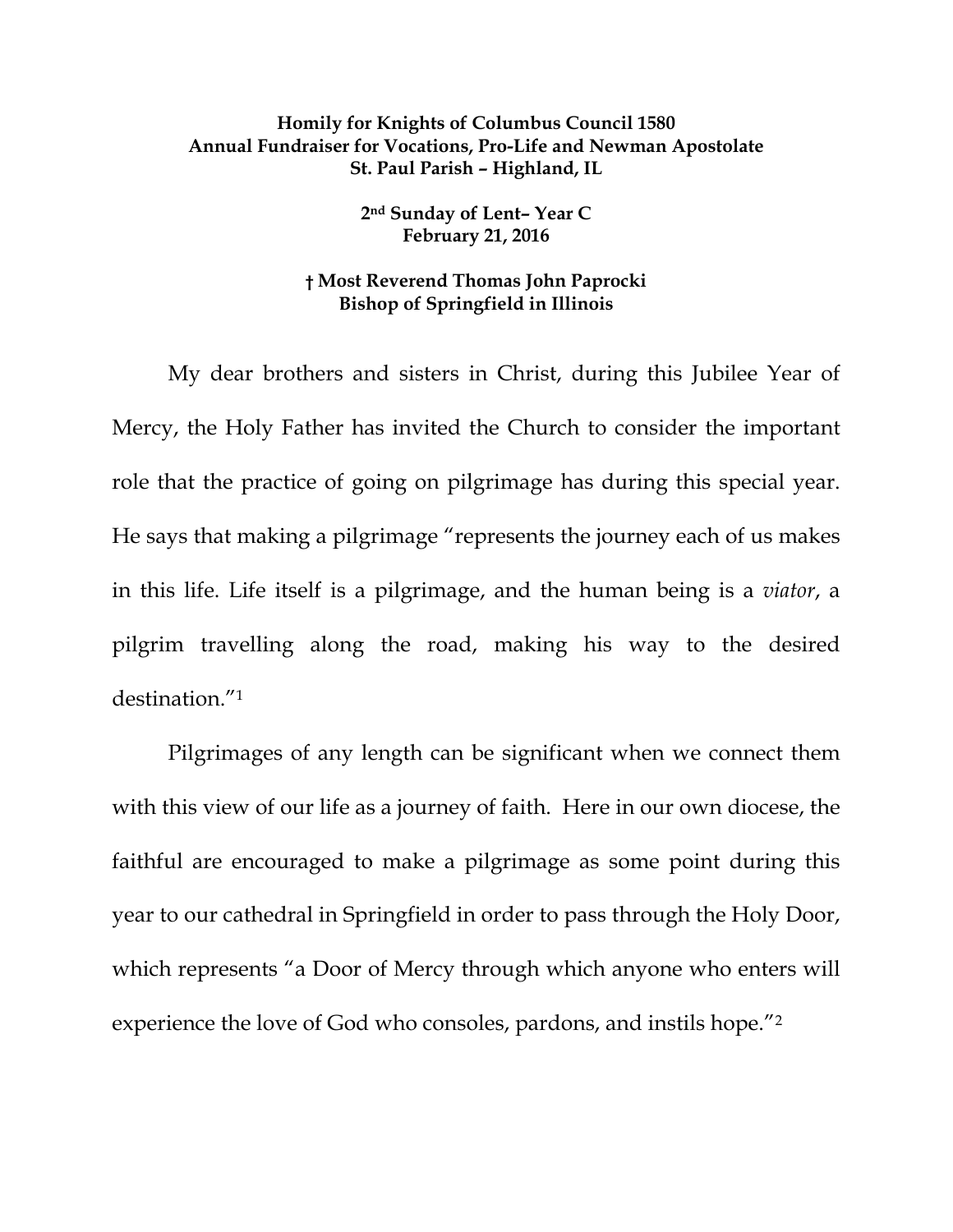**Homily for Knights of Columbus Council 1580**
**Annual Fundraiser for Vocations, Pro-Life and Newman Apostolate**
**St. Paul Parish – Highland, IL**

**2nd Sunday of Lent– Year C**
**February 21, 2016**

**† Most Reverend Thomas John Paprocki**
**Bishop of Springfield in Illinois**

My dear brothers and sisters in Christ, during this Jubilee Year of Mercy, the Holy Father has invited the Church to consider the important role that the practice of going on pilgrimage has during this special year. He says that making a pilgrimage "represents the journey each of us makes in this life. Life itself is a pilgrimage, and the human being is a *viator*, a pilgrim travelling along the road, making his way to the desired destination."[1]

Pilgrimages of any length can be significant when we connect them with this view of our life as a journey of faith. Here in our own diocese, the faithful are encouraged to make a pilgrimage as some point during this year to our cathedral in Springfield in order to pass through the Holy Door, which represents "a Door of Mercy through which anyone who enters will experience the love of God who consoles, pardons, and instils hope."[2]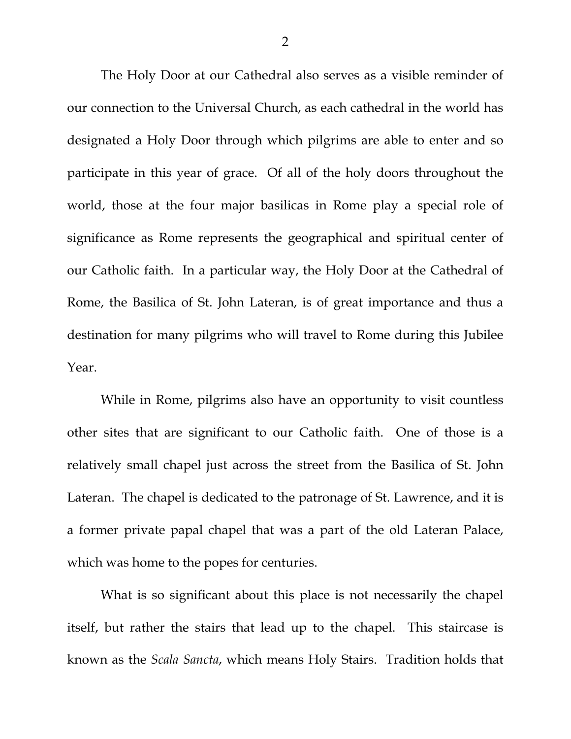The Holy Door at our Cathedral also serves as a visible reminder of our connection to the Universal Church, as each cathedral in the world has designated a Holy Door through which pilgrims are able to enter and so participate in this year of grace. Of all of the holy doors throughout the world, those at the four major basilicas in Rome play a special role of significance as Rome represents the geographical and spiritual center of our Catholic faith. In a particular way, the Holy Door at the Cathedral of Rome, the Basilica of St. John Lateran, is of great importance and thus a destination for many pilgrims who will travel to Rome during this Jubilee Year.

While in Rome, pilgrims also have an opportunity to visit countless other sites that are significant to our Catholic faith. One of those is a relatively small chapel just across the street from the Basilica of St. John Lateran. The chapel is dedicated to the patronage of St. Lawrence, and it is a former private papal chapel that was a part of the old Lateran Palace, which was home to the popes for centuries.

What is so significant about this place is not necessarily the chapel itself, but rather the stairs that lead up to the chapel. This staircase is known as the *Scala Sancta*, which means Holy Stairs. Tradition holds that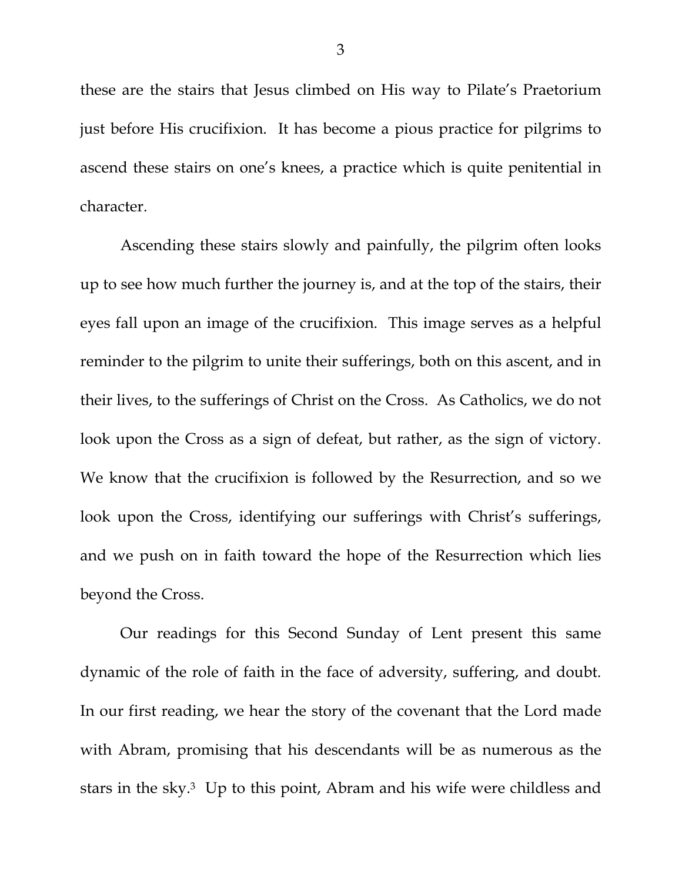these are the stairs that Jesus climbed on His way to Pilate's Praetorium just before His crucifixion. It has become a pious practice for pilgrims to ascend these stairs on one's knees, a practice which is quite penitential in character.

Ascending these stairs slowly and painfully, the pilgrim often looks up to see how much further the journey is, and at the top of the stairs, their eyes fall upon an image of the crucifixion. This image serves as a helpful reminder to the pilgrim to unite their sufferings, both on this ascent, and in their lives, to the sufferings of Christ on the Cross. As Catholics, we do not look upon the Cross as a sign of defeat, but rather, as the sign of victory. We know that the crucifixion is followed by the Resurrection, and so we look upon the Cross, identifying our sufferings with Christ's sufferings, and we push on in faith toward the hope of the Resurrection which lies beyond the Cross.

Our readings for this Second Sunday of Lent present this same dynamic of the role of faith in the face of adversity, suffering, and doubt. In our first reading, we hear the story of the covenant that the Lord made with Abram, promising that his descendants will be as numerous as the stars in the sky.[3] Up to this point, Abram and his wife were childless and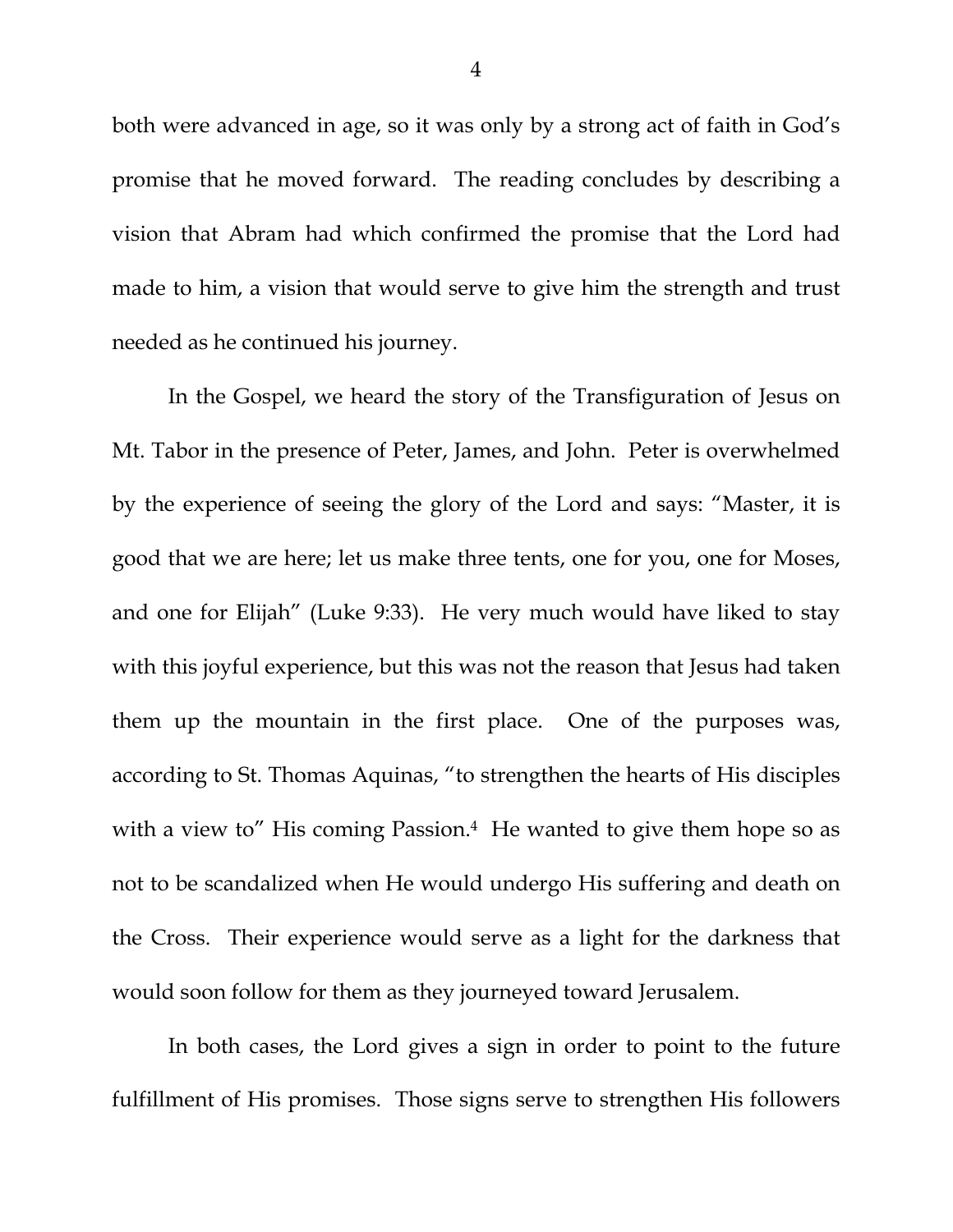both were advanced in age, so it was only by a strong act of faith in God's promise that he moved forward. The reading concludes by describing a vision that Abram had which confirmed the promise that the Lord had made to him, a vision that would serve to give him the strength and trust needed as he continued his journey.

In the Gospel, we heard the story of the Transfiguration of Jesus on Mt. Tabor in the presence of Peter, James, and John. Peter is overwhelmed by the experience of seeing the glory of the Lord and says: "Master, it is good that we are here; let us make three tents, one for you, one for Moses, and one for Elijah" (Luke 9:33). He very much would have liked to stay with this joyful experience, but this was not the reason that Jesus had taken them up the mountain in the first place. One of the purposes was, according to St. Thomas Aquinas, "to strengthen the hearts of His disciples with a view to" His coming Passion.[4] He wanted to give them hope so as not to be scandalized when He would undergo His suffering and death on the Cross. Their experience would serve as a light for the darkness that would soon follow for them as they journeyed toward Jerusalem.

In both cases, the Lord gives a sign in order to point to the future fulfillment of His promises. Those signs serve to strengthen His followers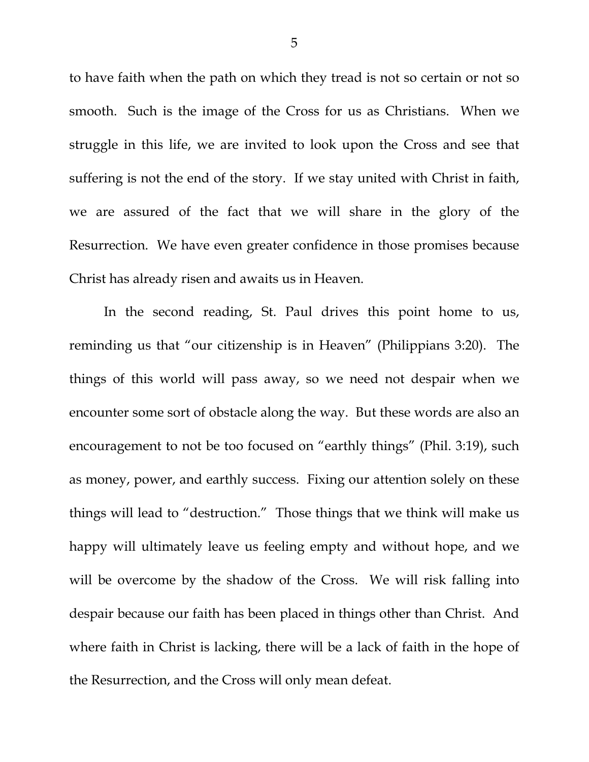to have faith when the path on which they tread is not so certain or not so smooth. Such is the image of the Cross for us as Christians. When we struggle in this life, we are invited to look upon the Cross and see that suffering is not the end of the story. If we stay united with Christ in faith, we are assured of the fact that we will share in the glory of the Resurrection. We have even greater confidence in those promises because Christ has already risen and awaits us in Heaven.

In the second reading, St. Paul drives this point home to us, reminding us that "our citizenship is in Heaven" (Philippians 3:20). The things of this world will pass away, so we need not despair when we encounter some sort of obstacle along the way. But these words are also an encouragement to not be too focused on "earthly things" (Phil. 3:19), such as money, power, and earthly success. Fixing our attention solely on these things will lead to "destruction." Those things that we think will make us happy will ultimately leave us feeling empty and without hope, and we will be overcome by the shadow of the Cross. We will risk falling into despair because our faith has been placed in things other than Christ. And where faith in Christ is lacking, there will be a lack of faith in the hope of the Resurrection, and the Cross will only mean defeat.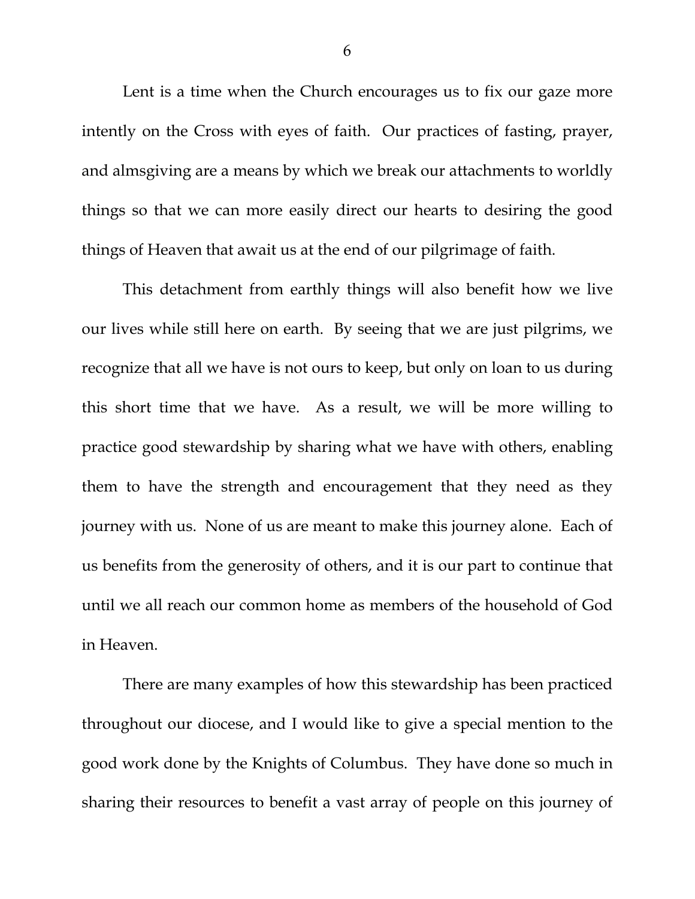Lent is a time when the Church encourages us to fix our gaze more intently on the Cross with eyes of faith. Our practices of fasting, prayer, and almsgiving are a means by which we break our attachments to worldly things so that we can more easily direct our hearts to desiring the good things of Heaven that await us at the end of our pilgrimage of faith.

This detachment from earthly things will also benefit how we live our lives while still here on earth. By seeing that we are just pilgrims, we recognize that all we have is not ours to keep, but only on loan to us during this short time that we have. As a result, we will be more willing to practice good stewardship by sharing what we have with others, enabling them to have the strength and encouragement that they need as they journey with us. None of us are meant to make this journey alone. Each of us benefits from the generosity of others, and it is our part to continue that until we all reach our common home as members of the household of God in Heaven.

There are many examples of how this stewardship has been practiced throughout our diocese, and I would like to give a special mention to the good work done by the Knights of Columbus. They have done so much in sharing their resources to benefit a vast array of people on this journey of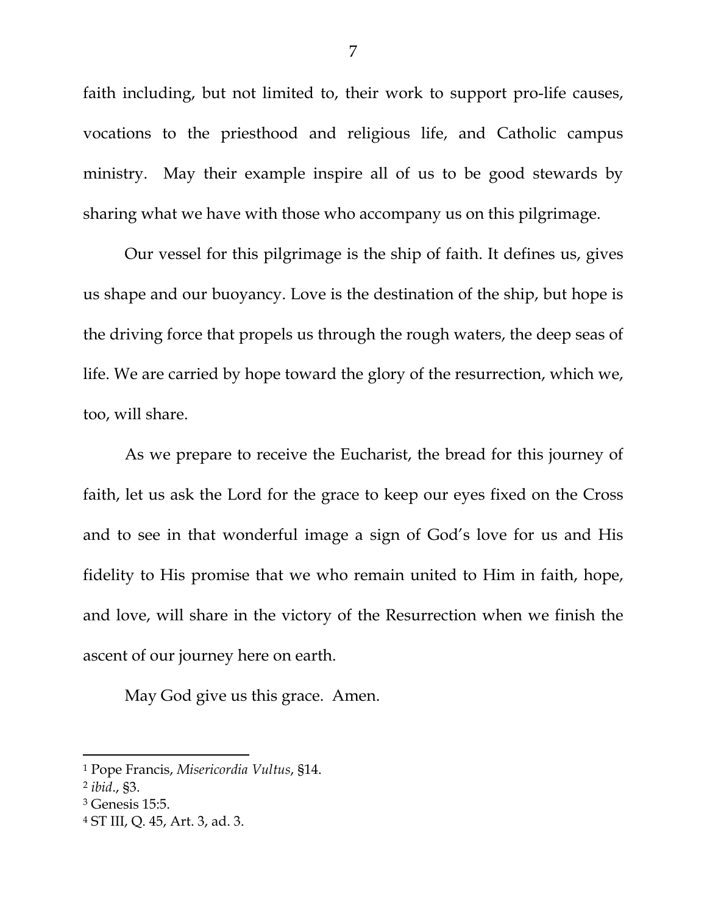faith including, but not limited to, their work to support pro-life causes, vocations to the priesthood and religious life, and Catholic campus ministry. May their example inspire all of us to be good stewards by sharing what we have with those who accompany us on this pilgrimage.

Our vessel for this pilgrimage is the ship of faith. It defines us, gives us shape and our buoyancy. Love is the destination of the ship, but hope is the driving force that propels us through the rough waters, the deep seas of life. We are carried by hope toward the glory of the resurrection, which we, too, will share.

As we prepare to receive the Eucharist, the bread for this journey of faith, let us ask the Lord for the grace to keep our eyes fixed on the Cross and to see in that wonderful image a sign of God's love for us and His fidelity to His promise that we who remain united to Him in faith, hope, and love, will share in the victory of the Resurrection when we finish the ascent of our journey here on earth.

May God give us this grace. Amen.

---

[1] Pope Francis, *Misericordia Vultus*, §14.
[2] *ibid*., §3.
[3] Genesis 15:5.
[4] ST III, Q. 45, Art. 3, ad. 3.